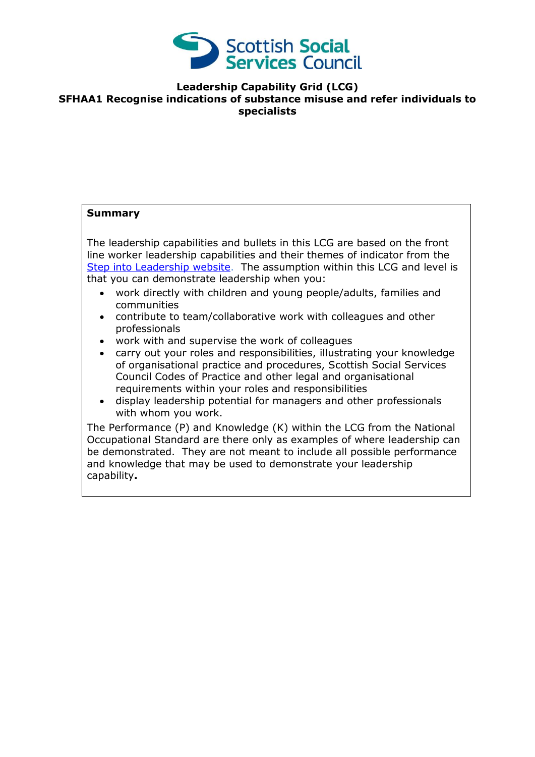Scottish Social Services Council

# Leadership Capability Grid (LCG)

## SFHAA1 Recognise indications of substance misuse and refer individuals to specialists

**Summary**

The leadership capabilities and bullets in this LCG are based on the front line worker leadership capabilities and their themes of indicator from the [Step into Leadership website](). The assumption within this LCG and level is that you can demonstrate leadership when you:

- work directly with children and young people/adults, families and communities
- contribute to team/collaborative work with colleagues and other professionals
- work with and supervise the work of colleagues
- carry out your roles and responsibilities, illustrating your knowledge of organisational practice and procedures, Scottish Social Services Council Codes of Practice and other legal and organisational requirements within your roles and responsibilities
- display leadership potential for managers and other professionals with whom you work.

The Performance (P) and Knowledge (K) within the LCG from the National Occupational Standard are there only as examples of where leadership can be demonstrated. They are not meant to include all possible performance and knowledge that may be used to demonstrate your leadership capability**.**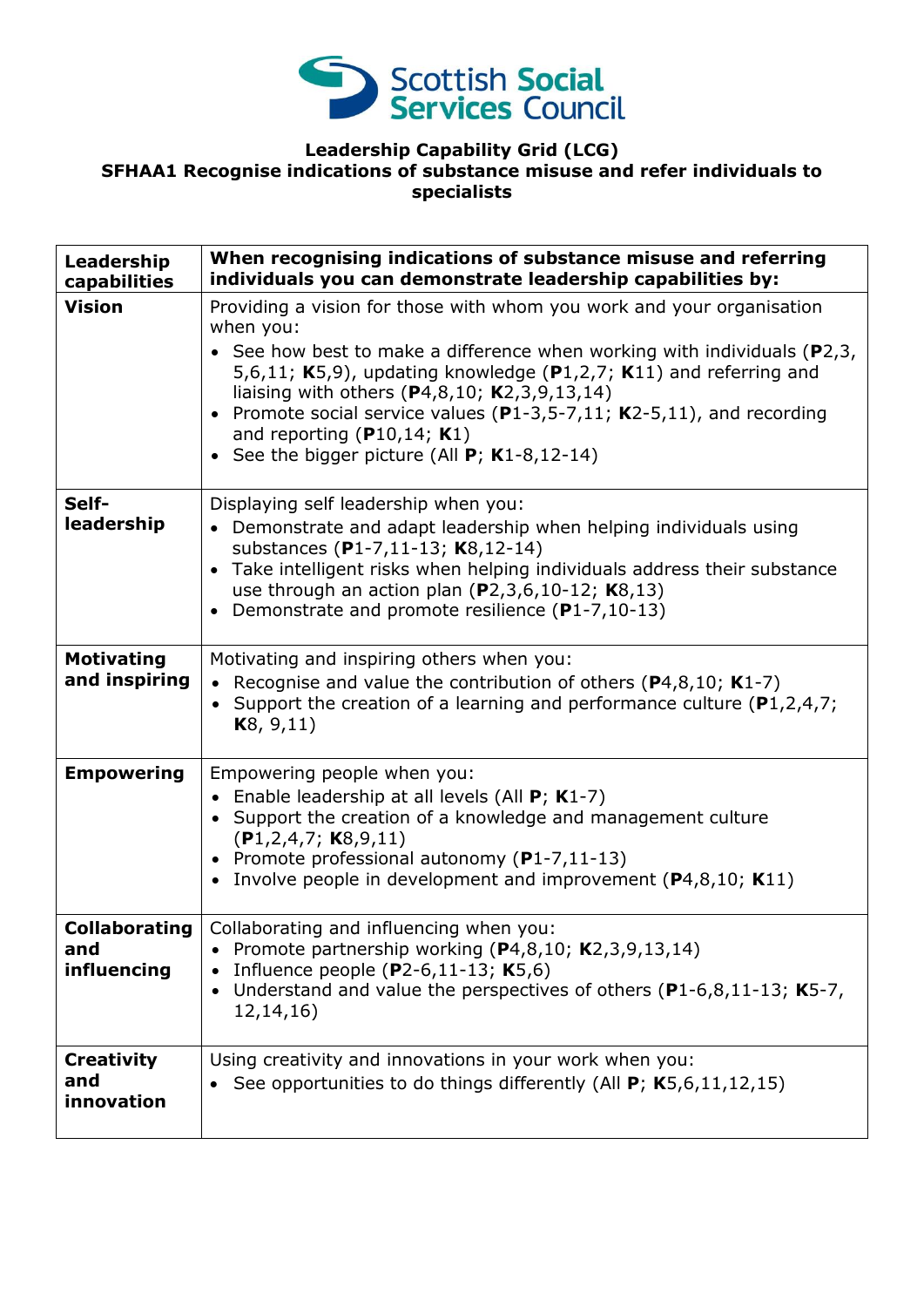Scottish Social Services Council

**Leadership Capability Grid (LCG)**
**SFHAA1 Recognise indications of substance misuse and refer individuals to specialists**

| **Leadership capabilities** | **When recognising indications of substance misuse and referring individuals you can demonstrate leadership capabilities by:** |
|---|---|
| **Vision** | Providing a vision for those with whom you work and your organisation when you:<br>• See how best to make a difference when working with individuals (**P**2,3,5,6,11; **K**5,9), updating knowledge (**P**1,2,7; **K**11) and referring and liaising with others (**P**4,8,10; **K**2,3,9,13,14)<br>• Promote social service values (**P**1-3,5-7,11; **K**2-5,11), and recording and reporting (**P**10,14; **K**1)<br>• See the bigger picture (All **P**; **K**1-8,12-14) |
| **Self-leadership** | Displaying self leadership when you:<br>• Demonstrate and adapt leadership when helping individuals using substances (**P**1-7,11-13; **K**8,12-14)<br>• Take intelligent risks when helping individuals address their substance use through an action plan (**P**2,3,6,10-12; **K**8,13)<br>• Demonstrate and promote resilience (**P**1-7,10-13) |
| **Motivating and inspiring** | Motivating and inspiring others when you:<br>• Recognise and value the contribution of others (**P**4,8,10; **K**1-7)<br>• Support the creation of a learning and performance culture (**P**1,2,4,7; **K**8, 9,11) |
| **Empowering** | Empowering people when you:<br>• Enable leadership at all levels (All **P**; **K**1-7)<br>• Support the creation of a knowledge and management culture (**P**1,2,4,7; **K**8,9,11)<br>• Promote professional autonomy (**P**1-7,11-13)<br>• Involve people in development and improvement (**P**4,8,10; **K**11) |
| **Collaborating and influencing** | Collaborating and influencing when you:<br>• Promote partnership working (**P**4,8,10; **K**2,3,9,13,14)<br>• Influence people (**P**2-6,11-13; **K**5,6)<br>• Understand and value the perspectives of others (**P**1-6,8,11-13; **K**5-7,12,14,16) |
| **Creativity and innovation** | Using creativity and innovations in your work when you:<br>• See opportunities to do things differently (All **P**; **K**5,6,11,12,15) |